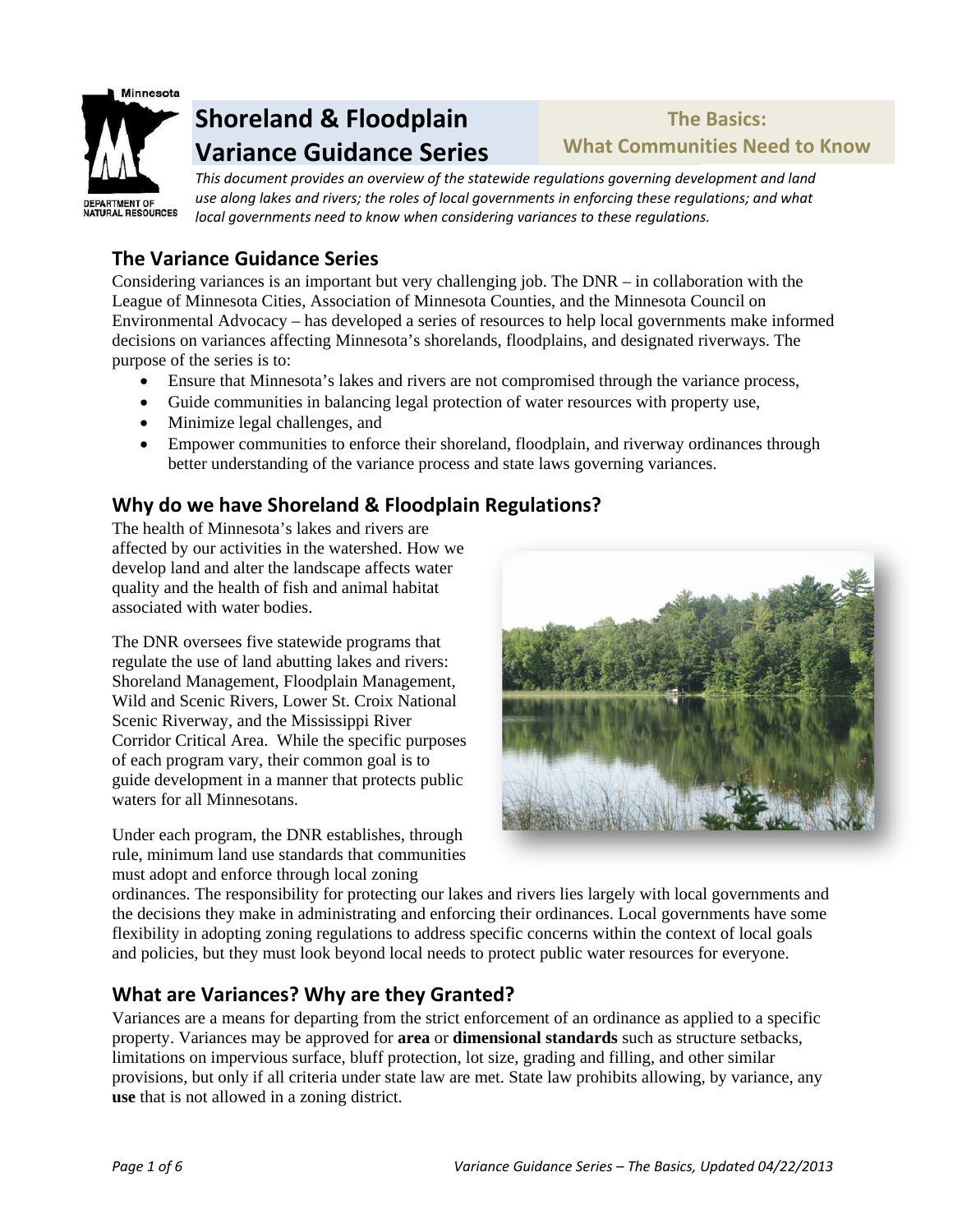# Shoreland & Floodplain Variance Guidance Series

## The Basics: What Communities Need to Know

*This document provides an overview of the statewide regulations governing development and land use along lakes and rivers; the roles of local governments in enforcing these regulations; and what local governments need to know when considering variances to these regulations.*

## The Variance Guidance Series

Considering variances is an important but very challenging job. The DNR – in collaboration with the League of Minnesota Cities, Association of Minnesota Counties, and the Minnesota Council on Environmental Advocacy – has developed a series of resources to help local governments make informed decisions on variances affecting Minnesota's shorelands, floodplains, and designated riverways. The purpose of the series is to:

- Ensure that Minnesota's lakes and rivers are not compromised through the variance process,
- Guide communities in balancing legal protection of water resources with property use,
- Minimize legal challenges, and
- Empower communities to enforce their shoreland, floodplain, and riverway ordinances through better understanding of the variance process and state laws governing variances.

## Why do we have Shoreland & Floodplain Regulations?

The health of Minnesota's lakes and rivers are affected by our activities in the watershed. How we develop land and alter the landscape affects water quality and the health of fish and animal habitat associated with water bodies.

The DNR oversees five statewide programs that regulate the use of land abutting lakes and rivers: Shoreland Management, Floodplain Management, Wild and Scenic Rivers, Lower St. Croix National Scenic Riverway, and the Mississippi River Corridor Critical Area. While the specific purposes of each program vary, their common goal is to guide development in a manner that protects public waters for all Minnesotans.

Under each program, the DNR establishes, through rule, minimum land use standards that communities must adopt and enforce through local zoning ordinances. The responsibility for protecting our lakes and rivers lies largely with local governments and the decisions they make in administrating and enforcing their ordinances. Local governments have some flexibility in adopting zoning regulations to address specific concerns within the context of local goals and policies, but they must look beyond local needs to protect public water resources for everyone.

## What are Variances? Why are they Granted?

Variances are a means for departing from the strict enforcement of an ordinance as applied to a specific property. Variances may be approved for **area** or **dimensional standards** such as structure setbacks, limitations on impervious surface, bluff protection, lot size, grading and filling, and other similar provisions, but only if all criteria under state law are met. State law prohibits allowing, by variance, any **use** that is not allowed in a zoning district.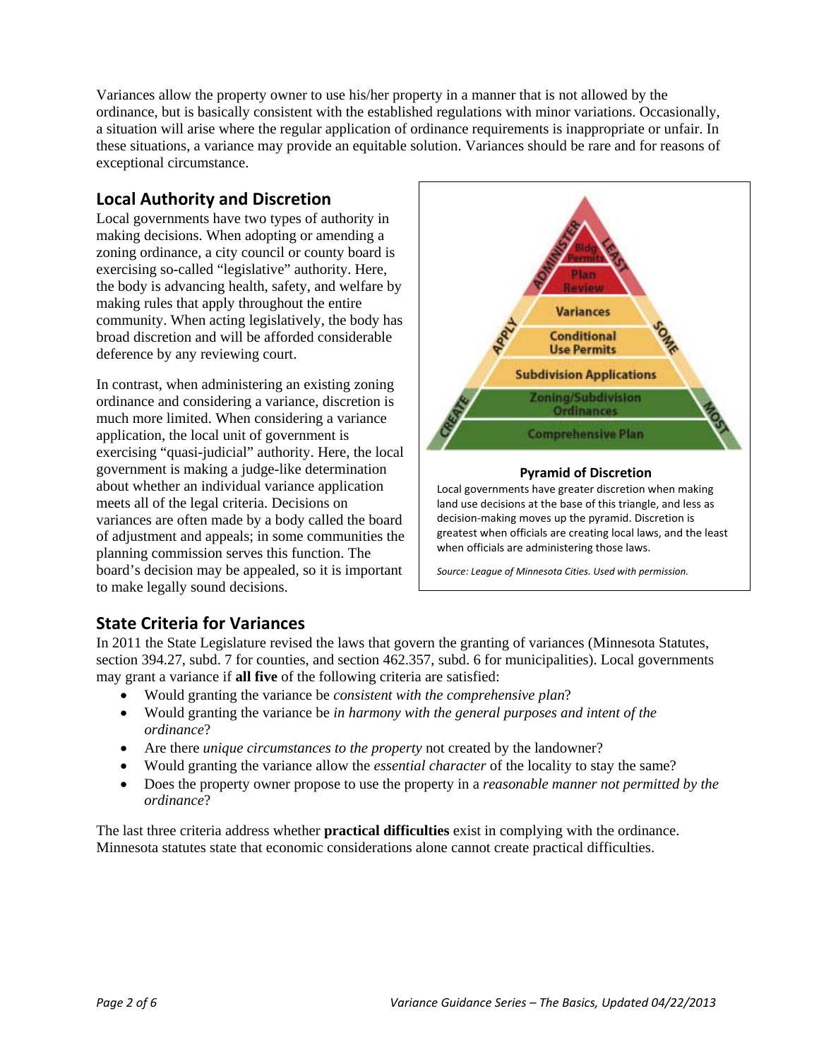Variances allow the property owner to use his/her property in a manner that is not allowed by the ordinance, but is basically consistent with the established regulations with minor variations. Occasionally, a situation will arise where the regular application of ordinance requirements is inappropriate or unfair. In these situations, a variance may provide an equitable solution. Variances should be rare and for reasons of exceptional circumstance.

## Local Authority and Discretion

Local governments have two types of authority in making decisions. When adopting or amending a zoning ordinance, a city council or county board is exercising so-called "legislative" authority. Here, the body is advancing health, safety, and welfare by making rules that apply throughout the entire community. When acting legislatively, the body has broad discretion and will be afforded considerable deference by any reviewing court.

In contrast, when administering an existing zoning ordinance and considering a variance, discretion is much more limited. When considering a variance application, the local unit of government is exercising "quasi-judicial" authority. Here, the local government is making a judge-like determination about whether an individual variance application meets all of the legal criteria. Decisions on variances are often made by a body called the board of adjustment and appeals; in some communities the planning commission serves this function. The board's decision may be appealed, so it is important to make legally sound decisions.

**Pyramid of Discretion**

Local governments have greater discretion when making land use decisions at the base of this triangle, and less as decision-making moves up the pyramid. Discretion is greatest when officials are creating local laws, and the least when officials are administering those laws.

*Source: League of Minnesota Cities. Used with permission.*

## State Criteria for Variances

In 2011 the State Legislature revised the laws that govern the granting of variances (Minnesota Statutes, section 394.27, subd. 7 for counties, and section 462.357, subd. 6 for municipalities). Local governments may grant a variance if **all five** of the following criteria are satisfied:

- Would granting the variance be *consistent with the comprehensive plan*?
- Would granting the variance be *in harmony with the general purposes and intent of the ordinance*?
- Are there *unique circumstances to the property* not created by the landowner?
- Would granting the variance allow the *essential character* of the locality to stay the same?
- Does the property owner propose to use the property in a *reasonable manner not permitted by the ordinance*?

The last three criteria address whether **practical difficulties** exist in complying with the ordinance. Minnesota statutes state that economic considerations alone cannot create practical difficulties.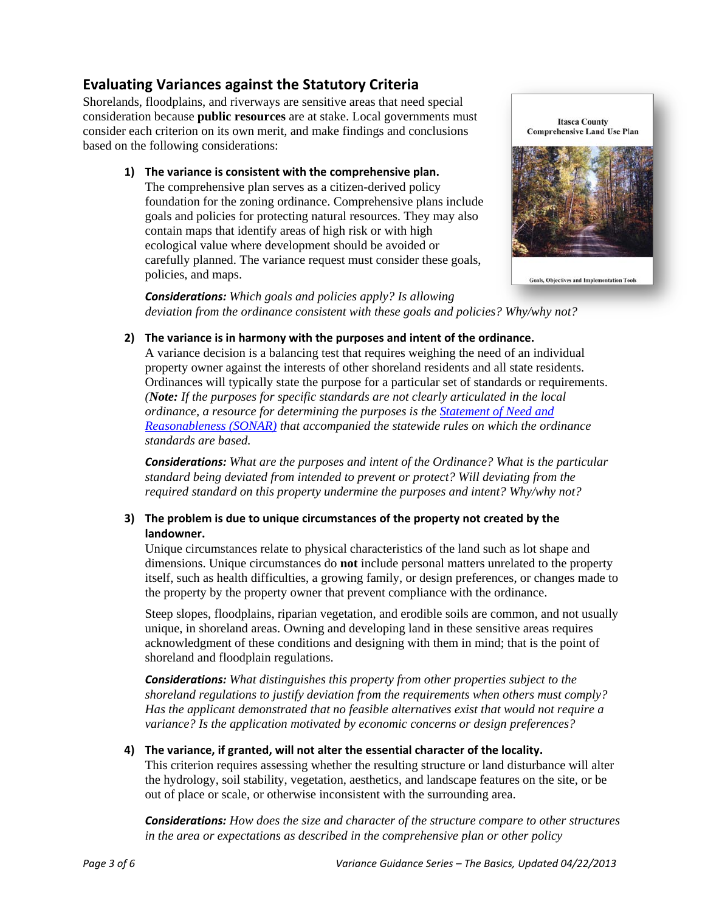## Evaluating Variances against the Statutory Criteria

Shorelands, floodplains, and riverways are sensitive areas that need special consideration because **public resources** are at stake. Local governments must consider each criterion on its own merit, and make findings and conclusions based on the following considerations:

1) **The variance is consistent with the comprehensive plan.**
   The comprehensive plan serves as a citizen-derived policy foundation for the zoning ordinance. Comprehensive plans include goals and policies for protecting natural resources. They may also contain maps that identify areas of high risk or with high ecological value where development should be avoided or carefully planned. The variance request must consider these goals, policies, and maps.

   ***Considerations:*** *Which goals and policies apply? Is allowing deviation from the ordinance consistent with these goals and policies? Why/why not?*

2) **The variance is in harmony with the purposes and intent of the ordinance.**
   A variance decision is a balancing test that requires weighing the need of an individual property owner against the interests of other shoreland residents and all state residents. Ordinances will typically state the purpose for a particular set of standards or requirements. *(**Note:** If the purposes for specific standards are not clearly articulated in the local ordinance, a resource for determining the purposes is the [Statement of Need and Reasonableness (SONAR)]() that accompanied the statewide rules on which the ordinance standards are based.*

   ***Considerations:*** *What are the purposes and intent of the Ordinance? What is the particular standard being deviated from intended to prevent or protect? Will deviating from the required standard on this property undermine the purposes and intent? Why/why not?*

3) **The problem is due to unique circumstances of the property not created by the landowner.**
   Unique circumstances relate to physical characteristics of the land such as lot shape and dimensions. Unique circumstances do **not** include personal matters unrelated to the property itself, such as health difficulties, a growing family, or design preferences, or changes made to the property by the property owner that prevent compliance with the ordinance.

   Steep slopes, floodplains, riparian vegetation, and erodible soils are common, and not usually unique, in shoreland areas. Owning and developing land in these sensitive areas requires acknowledgment of these conditions and designing with them in mind; that is the point of shoreland and floodplain regulations.

   ***Considerations:*** *What distinguishes this property from other properties subject to the shoreland regulations to justify deviation from the requirements when others must comply? Has the applicant demonstrated that no feasible alternatives exist that would not require a variance? Is the application motivated by economic concerns or design preferences?*

4) **The variance, if granted, will not alter the essential character of the locality.**
   This criterion requires assessing whether the resulting structure or land disturbance will alter the hydrology, soil stability, vegetation, aesthetics, and landscape features on the site, or be out of place or scale, or otherwise inconsistent with the surrounding area.

   ***Considerations:*** *How does the size and character of the structure compare to other structures in the area or expectations as described in the comprehensive plan or other policy*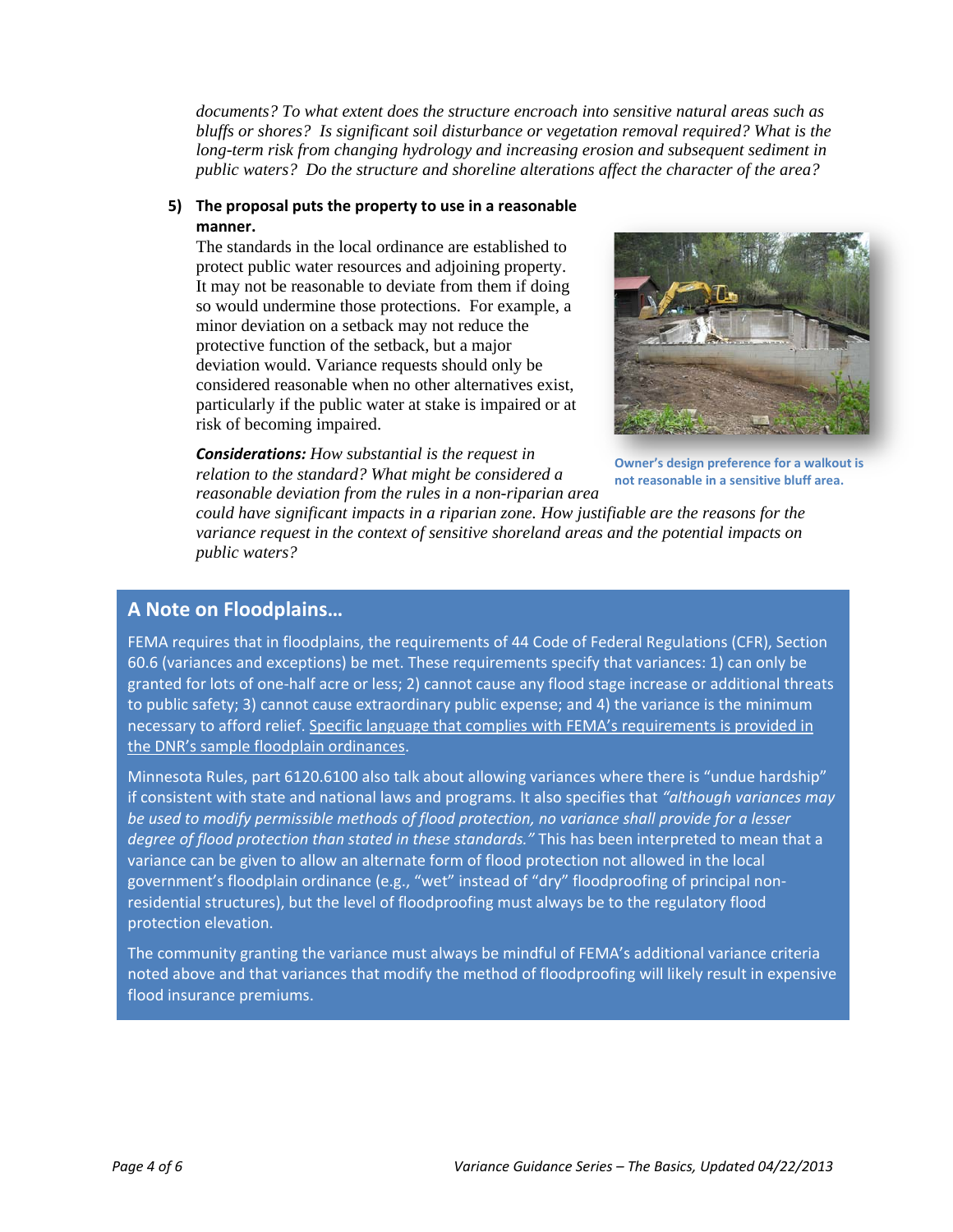*documents? To what extent does the structure encroach into sensitive natural areas such as bluffs or shores? Is significant soil disturbance or vegetation removal required? What is the long-term risk from changing hydrology and increasing erosion and subsequent sediment in public waters? Do the structure and shoreline alterations affect the character of the area?*

**5) The proposal puts the property to use in a reasonable manner.**

The standards in the local ordinance are established to protect public water resources and adjoining property. It may not be reasonable to deviate from them if doing so would undermine those protections. For example, a minor deviation on a setback may not reduce the protective function of the setback, but a major deviation would. Variance requests should only be considered reasonable when no other alternatives exist, particularly if the public water at stake is impaired or at risk of becoming impaired.

**Owner's design preference for a walkout is not reasonable in a sensitive bluff area.**

***Considerations:*** *How substantial is the request in relation to the standard? What might be considered a reasonable deviation from the rules in a non-riparian area could have significant impacts in a riparian zone. How justifiable are the reasons for the variance request in the context of sensitive shoreland areas and the potential impacts on public waters?*

## A Note on Floodplains…

FEMA requires that in floodplains, the requirements of 44 Code of Federal Regulations (CFR), Section 60.6 (variances and exceptions) be met. These requirements specify that variances: 1) can only be granted for lots of one-half acre or less; 2) cannot cause any flood stage increase or additional threats to public safety; 3) cannot cause extraordinary public expense; and 4) the variance is the minimum necessary to afford relief. Specific language that complies with FEMA's requirements is provided in the DNR's sample floodplain ordinances.

Minnesota Rules, part 6120.6100 also talk about allowing variances where there is "undue hardship" if consistent with state and national laws and programs. It also specifies that *"although variances may be used to modify permissible methods of flood protection, no variance shall provide for a lesser degree of flood protection than stated in these standards."* This has been interpreted to mean that a variance can be given to allow an alternate form of flood protection not allowed in the local government's floodplain ordinance (e.g., "wet" instead of "dry" floodproofing of principal non-residential structures), but the level of floodproofing must always be to the regulatory flood protection elevation.

The community granting the variance must always be mindful of FEMA's additional variance criteria noted above and that variances that modify the method of floodproofing will likely result in expensive flood insurance premiums.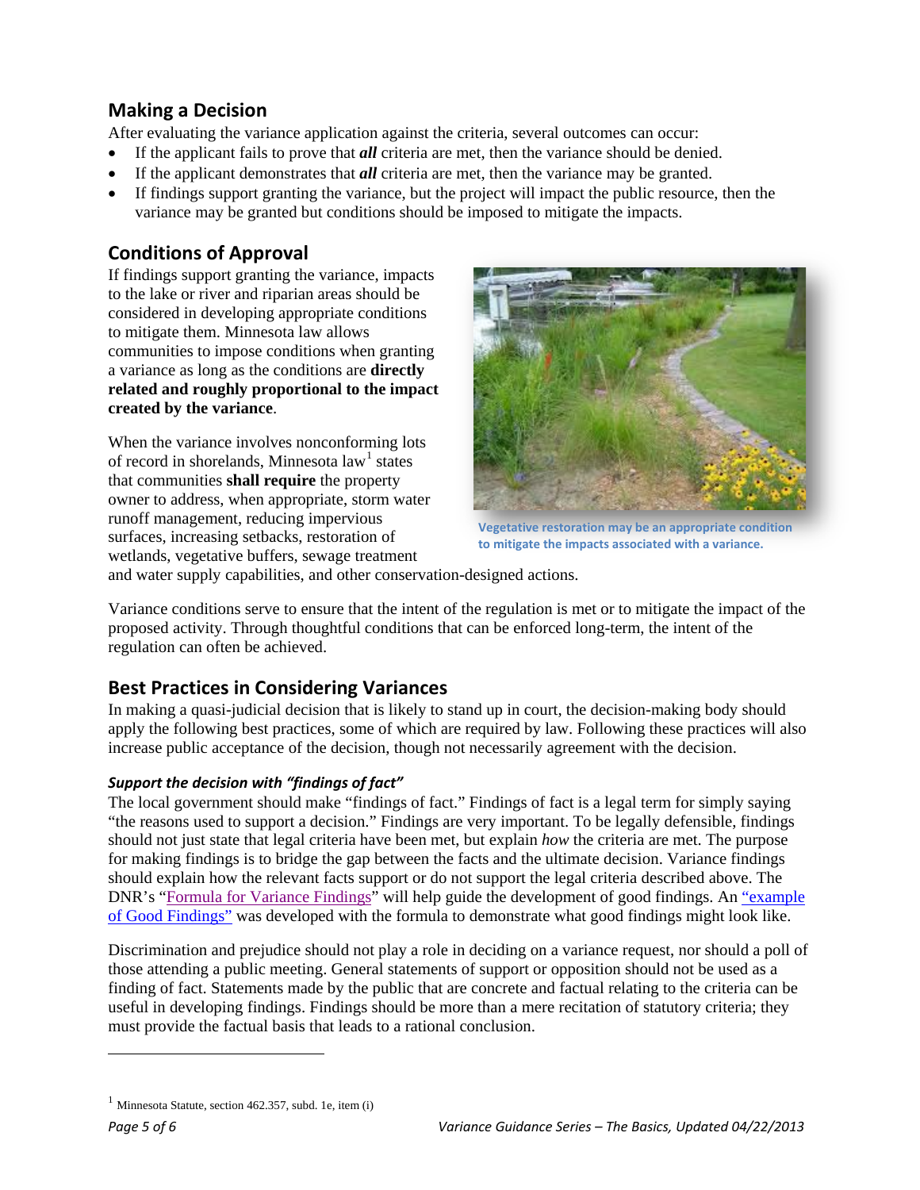## Making a Decision

After evaluating the variance application against the criteria, several outcomes can occur:

- If the applicant fails to prove that ***all*** criteria are met, then the variance should be denied.
- If the applicant demonstrates that ***all*** criteria are met, then the variance may be granted.
- If findings support granting the variance, but the project will impact the public resource, then the variance may be granted but conditions should be imposed to mitigate the impacts.

## Conditions of Approval

If findings support granting the variance, impacts to the lake or river and riparian areas should be considered in developing appropriate conditions to mitigate them. Minnesota law allows communities to impose conditions when granting a variance as long as the conditions are **directly related and roughly proportional to the impact created by the variance**.

Vegetative restoration may be an appropriate condition to mitigate the impacts associated with a variance.

When the variance involves nonconforming lots of record in shorelands, Minnesota law[1] states that communities **shall require** the property owner to address, when appropriate, storm water runoff management, reducing impervious surfaces, increasing setbacks, restoration of wetlands, vegetative buffers, sewage treatment and water supply capabilities, and other conservation-designed actions.

Variance conditions serve to ensure that the intent of the regulation is met or to mitigate the impact of the proposed activity. Through thoughtful conditions that can be enforced long-term, the intent of the regulation can often be achieved.

## Best Practices in Considering Variances

In making a quasi-judicial decision that is likely to stand up in court, the decision-making body should apply the following best practices, some of which are required by law. Following these practices will also increase public acceptance of the decision, though not necessarily agreement with the decision.

### *Support the decision with "findings of fact"*

The local government should make "findings of fact." Findings of fact is a legal term for simply saying "the reasons used to support a decision." Findings are very important. To be legally defensible, findings should not just state that legal criteria have been met, but explain *how* the criteria are met. The purpose for making findings is to bridge the gap between the facts and the ultimate decision. Variance findings should explain how the relevant facts support or do not support the legal criteria described above. The DNR's "Formula for Variance Findings" will help guide the development of good findings. An "example of Good Findings" was developed with the formula to demonstrate what good findings might look like.

Discrimination and prejudice should not play a role in deciding on a variance request, nor should a poll of those attending a public meeting. General statements of support or opposition should not be used as a finding of fact. Statements made by the public that are concrete and factual relating to the criteria can be useful in developing findings. Findings should be more than a mere recitation of statutory criteria; they must provide the factual basis that leads to a rational conclusion.

---

[1] Minnesota Statute, section 462.357, subd. 1e, item (i)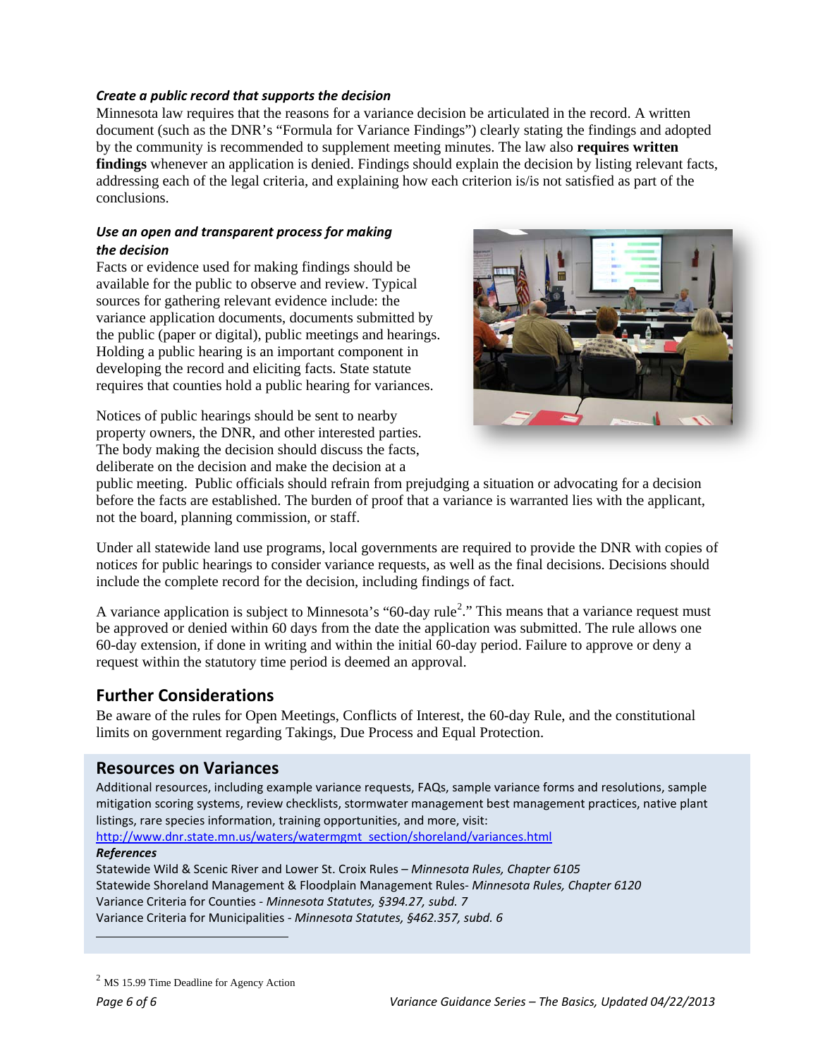### *Create a public record that supports the decision*

Minnesota law requires that the reasons for a variance decision be articulated in the record. A written document (such as the DNR's "Formula for Variance Findings") clearly stating the findings and adopted by the community is recommended to supplement meeting minutes. The law also **requires written findings** whenever an application is denied. Findings should explain the decision by listing relevant facts, addressing each of the legal criteria, and explaining how each criterion is/is not satisfied as part of the conclusions.

### *Use an open and transparent process for making the decision*

Facts or evidence used for making findings should be available for the public to observe and review. Typical sources for gathering relevant evidence include: the variance application documents, documents submitted by the public (paper or digital), public meetings and hearings. Holding a public hearing is an important component in developing the record and eliciting facts. State statute requires that counties hold a public hearing for variances.

Notices of public hearings should be sent to nearby property owners, the DNR, and other interested parties. The body making the decision should discuss the facts, deliberate on the decision and make the decision at a public meeting. Public officials should refrain from prejudging a situation or advocating for a decision before the facts are established. The burden of proof that a variance is warranted lies with the applicant, not the board, planning commission, or staff.

Under all statewide land use programs, local governments are required to provide the DNR with copies of notic*es* for public hearings to consider variance requests, as well as the final decisions. Decisions should include the complete record for the decision, including findings of fact.

A variance application is subject to Minnesota's "60-day rule[2]." This means that a variance request must be approved or denied within 60 days from the date the application was submitted. The rule allows one 60-day extension, if done in writing and within the initial 60-day period. Failure to approve or deny a request within the statutory time period is deemed an approval.

## Further Considerations

Be aware of the rules for Open Meetings, Conflicts of Interest, the 60-day Rule, and the constitutional limits on government regarding Takings, Due Process and Equal Protection.

## Resources on Variances

Additional resources, including example variance requests, FAQs, sample variance forms and resolutions, sample mitigation scoring systems, review checklists, stormwater management best management practices, native plant listings, rare species information, training opportunities, and more, visit:
http://www.dnr.state.mn.us/waters/watermgmt_section/shoreland/variances.html

***References***

Statewide Wild & Scenic River and Lower St. Croix Rules – *Minnesota Rules, Chapter 6105*
Statewide Shoreland Management & Floodplain Management Rules- *Minnesota Rules, Chapter 6120*
Variance Criteria for Counties - *Minnesota Statutes, §394.27, subd. 7*
Variance Criteria for Municipalities - *Minnesota Statutes, §462.357, subd. 6*

[2] MS 15.99 Time Deadline for Agency Action